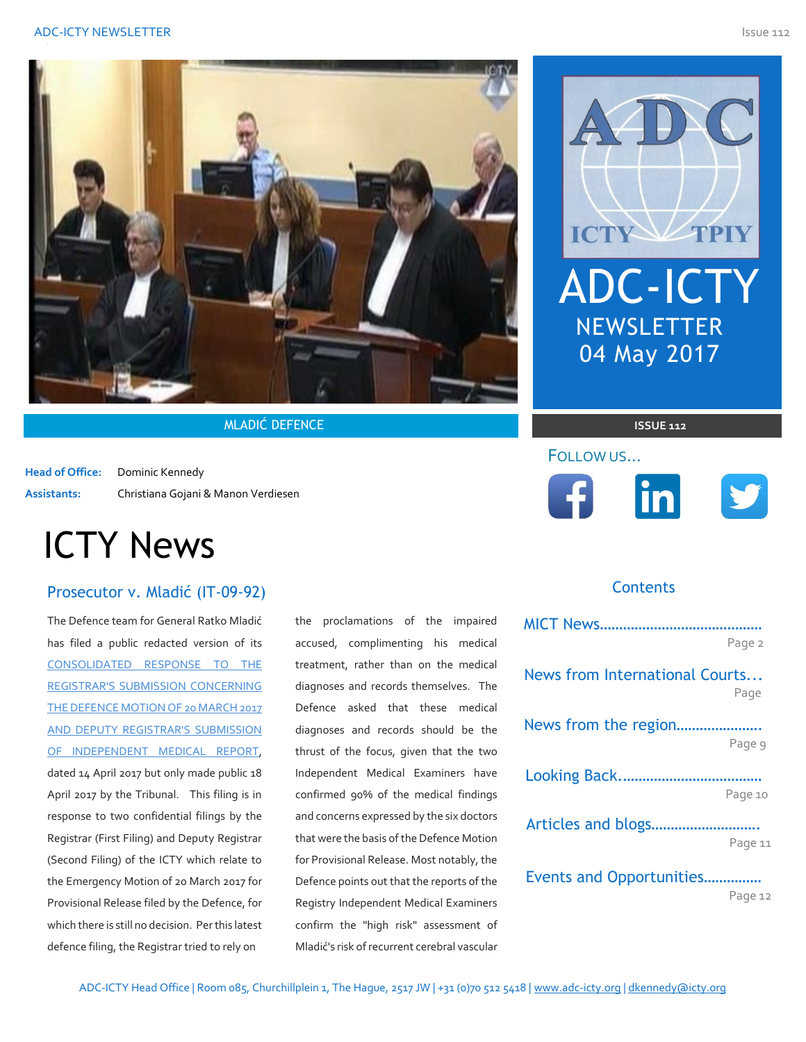MLADIĆ DEFENCE

**Head of Office:** Dominic Kennedy

**Assistants:** Christiana Gojani & Manon Verdiesen

# ADC-ICTY NEWSLETTER

## 04 May 2017

**ISSUE 112**

FOLLOW US...

# ICTY News

## Prosecutor v. Mladić (IT-09-92)

The Defence team for General Ratko Mladić has filed a public redacted version of its CONSOLIDATED RESPONSE TO THE REGISTRAR'S SUBMISSION CONCERNING THE DEFENCE MOTION OF 20 MARCH 2017 AND DEPUTY REGISTRAR'S SUBMISSION OF INDEPENDENT MEDICAL REPORT, dated 14 April 2017 but only made public 18 April 2017 by the Tribunal. This filing is in response to two confidential filings by the Registrar (First Filing) and Deputy Registrar (Second Filing) of the ICTY which relate to the Emergency Motion of 20 March 2017 for Provisional Release filed by the Defence, for which there is still no decision. Per this latest defence filing, the Registrar tried to rely on the proclamations of the impaired accused, complimenting his medical treatment, rather than on the medical diagnoses and records themselves. The Defence asked that these medical diagnoses and records should be the thrust of the focus, given that the two Independent Medical Examiners have confirmed 90% of the medical findings and concerns expressed by the six doctors that were the basis of the Defence Motion for Provisional Release. Most notably, the Defence points out that the reports of the Registry Independent Medical Examiners confirm the "high risk" assessment of Mladić's risk of recurrent cerebral vascular

## Contents

- MICT News.......................................... Page 2
- News from International Courts... Page
- News from the region...................... Page 9
- Looking Back.................................... Page 10
- Articles and blogs............................ Page 11
- Events and Opportunities............... Page 12

ADC-ICTY Head Office | Room 085, Churchillplein 1, The Hague, 2517 JW | +31 (0)70 512 5418 | www.adc-icty.org | dkennedy@icty.org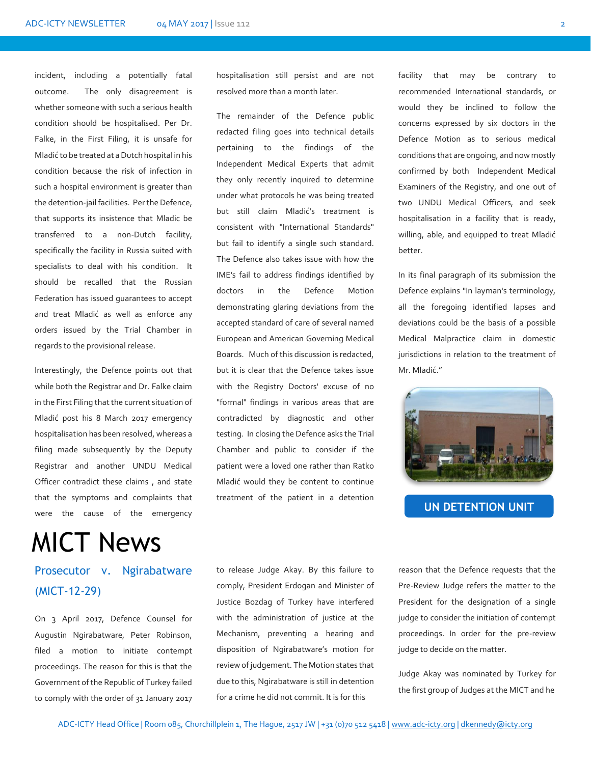incident, including a potentially fatal outcome. The only disagreement is whether someone with such a serious health condition should be hospitalised. Per Dr. Falke, in the First Filing, it is unsafe for Mladić to be treated at a Dutch hospital in his condition because the risk of infection in such a hospital environment is greater than the detention-jail facilities. Per the Defence, that supports its insistence that Mladic be transferred to a non-Dutch facility, specifically the facility in Russia suited with specialists to deal with his condition. It should be recalled that the Russian Federation has issued guarantees to accept and treat Mladić as well as enforce any orders issued by the Trial Chamber in regards to the provisional release.

Interestingly, the Defence points out that while both the Registrar and Dr. Falke claim in the First Filing that the current situation of Mladić post his 8 March 2017 emergency hospitalisation has been resolved, whereas a filing made subsequently by the Deputy Registrar and another UNDU Medical Officer contradict these claims , and state that the symptoms and complaints that were the cause of the emergency hospitalisation still persist and are not resolved more than a month later.

The remainder of the Defence public redacted filing goes into technical details pertaining to the findings of the Independent Medical Experts that admit they only recently inquired to determine under what protocols he was being treated but still claim Mladić's treatment is consistent with "International Standards" but fail to identify a single such standard. The Defence also takes issue with how the IME's fail to address findings identified by doctors in the Defence Motion demonstrating glaring deviations from the accepted standard of care of several named European and American Governing Medical Boards. Much of this discussion is redacted, but it is clear that the Defence takes issue with the Registry Doctors' excuse of no "formal" findings in various areas that are contradicted by diagnostic and other testing. In closing the Defence asks the Trial Chamber and public to consider if the patient were a loved one rather than Ratko Mladić would they be content to continue treatment of the patient in a detention facility that may be contrary to recommended International standards, or would they be inclined to follow the concerns expressed by six doctors in the Defence Motion as to serious medical conditions that are ongoing, and now mostly confirmed by both Independent Medical Examiners of the Registry, and one out of two UNDU Medical Officers, and seek hospitalisation in a facility that is ready, willing, able, and equipped to treat Mladić better.

In its final paragraph of its submission the Defence explains "In layman's terminology, all the foregoing identified lapses and deviations could be the basis of a possible Medical Malpractice claim in domestic jurisdictions in relation to the treatment of Mr. Mladić."

UN DETENTION UNIT

# MICT News

## Prosecutor v. Ngirabatware (MICT-12-29)

On 3 April 2017, Defence Counsel for Augustin Ngirabatware, Peter Robinson, filed a motion to initiate contempt proceedings. The reason for this is that the Government of the Republic of Turkey failed to comply with the order of 31 January 2017 to release Judge Akay. By this failure to comply, President Erdogan and Minister of Justice Bozdag of Turkey have interfered with the administration of justice at the Mechanism, preventing a hearing and disposition of Ngirabatware's motion for review of judgement. The Motion states that due to this, Ngirabatware is still in detention for a crime he did not commit. It is for this reason that the Defence requests that the Pre-Review Judge refers the matter to the President for the designation of a single judge to consider the initiation of contempt proceedings. In order for the pre-review judge to decide on the matter.

Judge Akay was nominated by Turkey for the first group of Judges at the MICT and he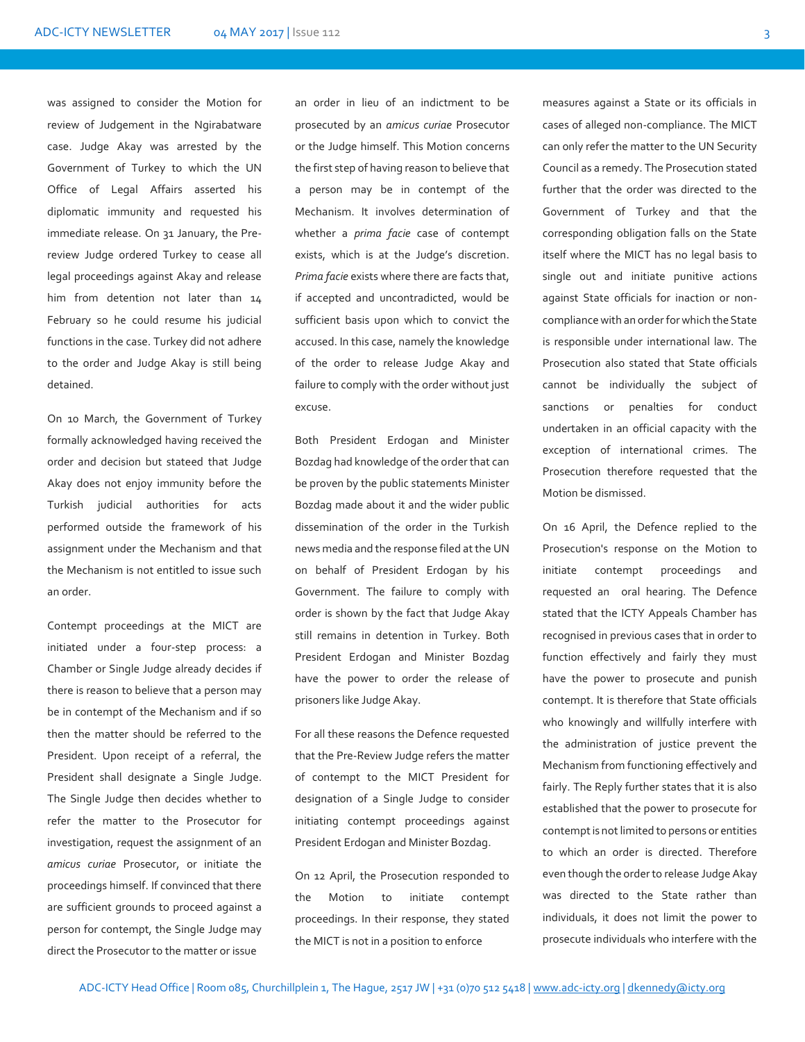was assigned to consider the Motion for review of Judgement in the Ngirabatware case. Judge Akay was arrested by the Government of Turkey to which the UN Office of Legal Affairs asserted his diplomatic immunity and requested his immediate release. On 31 January, the Pre-review Judge ordered Turkey to cease all legal proceedings against Akay and release him from detention not later than 14 February so he could resume his judicial functions in the case. Turkey did not adhere to the order and Judge Akay is still being detained.

On 10 March, the Government of Turkey formally acknowledged having received the order and decision but stateed that Judge Akay does not enjoy immunity before the Turkish judicial authorities for acts performed outside the framework of his assignment under the Mechanism and that the Mechanism is not entitled to issue such an order.

Contempt proceedings at the MICT are initiated under a four-step process: a Chamber or Single Judge already decides if there is reason to believe that a person may be in contempt of the Mechanism and if so then the matter should be referred to the President. Upon receipt of a referral, the President shall designate a Single Judge. The Single Judge then decides whether to refer the matter to the Prosecutor for investigation, request the assignment of an *amicus curiae* Prosecutor, or initiate the proceedings himself. If convinced that there are sufficient grounds to proceed against a person for contempt, the Single Judge may direct the Prosecutor to the matter or issue an order in lieu of an indictment to be prosecuted by an *amicus curiae* Prosecutor or the Judge himself. This Motion concerns the first step of having reason to believe that a person may be in contempt of the Mechanism. It involves determination of whether a *prima facie* case of contempt exists, which is at the Judge's discretion. *Prima facie* exists where there are facts that, if accepted and uncontradicted, would be sufficient basis upon which to convict the accused. In this case, namely the knowledge of the order to release Judge Akay and failure to comply with the order without just excuse.

Both President Erdogan and Minister Bozdag had knowledge of the order that can be proven by the public statements Minister Bozdag made about it and the wider public dissemination of the order in the Turkish news media and the response filed at the UN on behalf of President Erdogan by his Government. The failure to comply with order is shown by the fact that Judge Akay still remains in detention in Turkey. Both President Erdogan and Minister Bozdag have the power to order the release of prisoners like Judge Akay.

For all these reasons the Defence requested that the Pre-Review Judge refers the matter of contempt to the MICT President for designation of a Single Judge to consider initiating contempt proceedings against President Erdogan and Minister Bozdag.

On 12 April, the Prosecution responded to the Motion to initiate contempt proceedings. In their response, they stated the MICT is not in a position to enforce measures against a State or its officials in cases of alleged non-compliance. The MICT can only refer the matter to the UN Security Council as a remedy. The Prosecution stated further that the order was directed to the Government of Turkey and that the corresponding obligation falls on the State itself where the MICT has no legal basis to single out and initiate punitive actions against State officials for inaction or non-compliance with an order for which the State is responsible under international law. The Prosecution also stated that State officials cannot be individually the subject of sanctions or penalties for conduct undertaken in an official capacity with the exception of international crimes. The Prosecution therefore requested that the Motion be dismissed.

On 16 April, the Defence replied to the Prosecution's response on the Motion to initiate contempt proceedings and requested an oral hearing. The Defence stated that the ICTY Appeals Chamber has recognised in previous cases that in order to function effectively and fairly they must have the power to prosecute and punish contempt. It is therefore that State officials who knowingly and willfully interfere with the administration of justice prevent the Mechanism from functioning effectively and fairly. The Reply further states that it is also established that the power to prosecute for contempt is not limited to persons or entities to which an order is directed. Therefore even though the order to release Judge Akay was directed to the State rather than individuals, it does not limit the power to prosecute individuals who interfere with the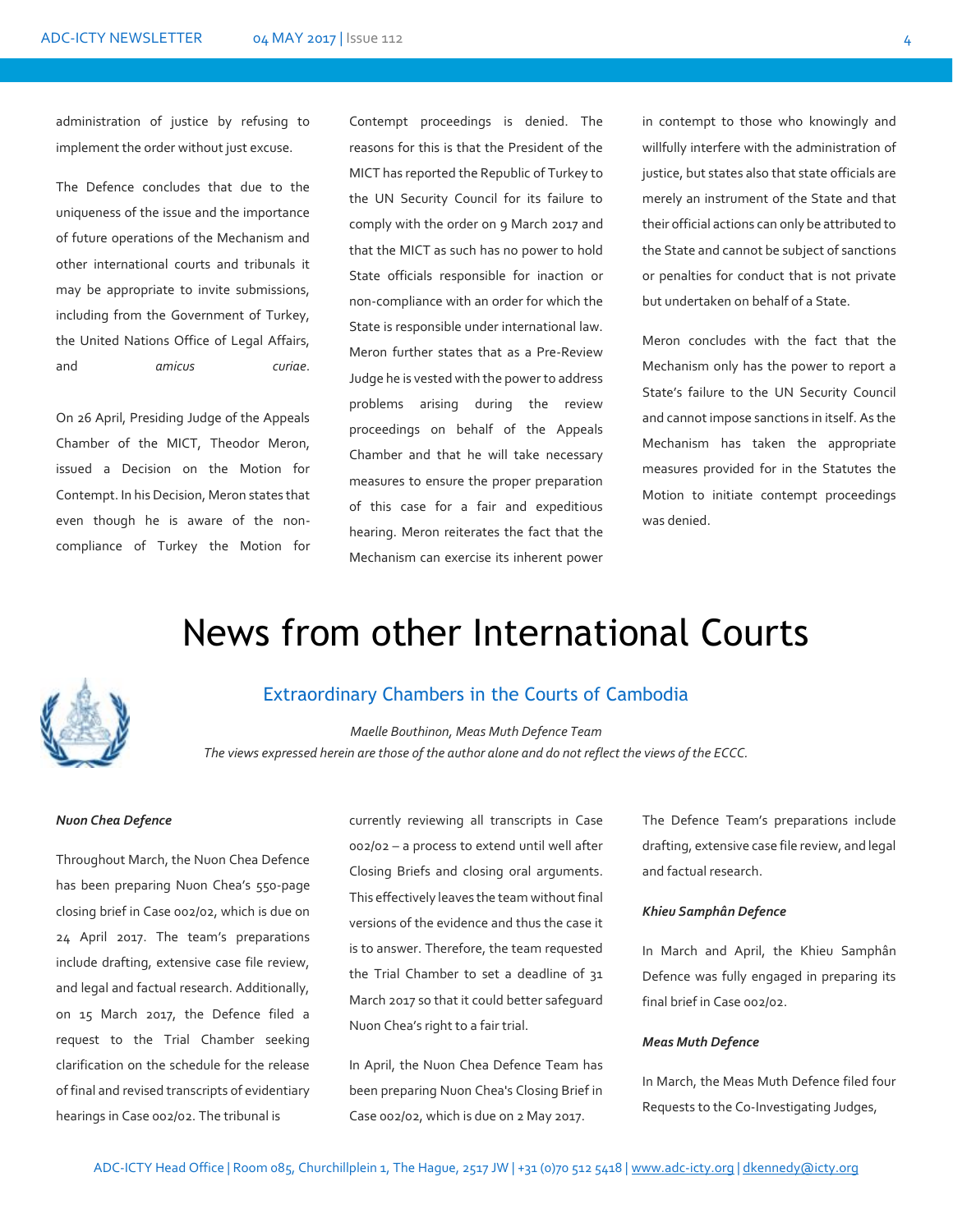administration of justice by refusing to implement the order without just excuse.

The Defence concludes that due to the uniqueness of the issue and the importance of future operations of the Mechanism and other international courts and tribunals it may be appropriate to invite submissions, including from the Government of Turkey, the United Nations Office of Legal Affairs, and *amicus curiae*.

On 26 April, Presiding Judge of the Appeals Chamber of the MICT, Theodor Meron, issued a Decision on the Motion for Contempt. In his Decision, Meron states that even though he is aware of the non-compliance of Turkey the Motion for Contempt proceedings is denied. The reasons for this is that the President of the MICT has reported the Republic of Turkey to the UN Security Council for its failure to comply with the order on 9 March 2017 and that the MICT as such has no power to hold State officials responsible for inaction or non-compliance with an order for which the State is responsible under international law. Meron further states that as a Pre-Review Judge he is vested with the power to address problems arising during the review proceedings on behalf of the Appeals Chamber and that he will take necessary measures to ensure the proper preparation of this case for a fair and expeditious hearing. Meron reiterates the fact that the Mechanism can exercise its inherent power in contempt to those who knowingly and willfully interfere with the administration of justice, but states also that state officials are merely an instrument of the State and that their official actions can only be attributed to the State and cannot be subject of sanctions or penalties for conduct that is not private but undertaken on behalf of a State.

Meron concludes with the fact that the Mechanism only has the power to report a State's failure to the UN Security Council and cannot impose sanctions in itself. As the Mechanism has taken the appropriate measures provided for in the Statutes the Motion to initiate contempt proceedings was denied.

# News from other International Courts

## Extraordinary Chambers in the Courts of Cambodia

*Maelle Bouthinon, Meas Muth Defence Team*

*The views expressed herein are those of the author alone and do not reflect the views of the ECCC.*

***Nuon Chea Defence***

Throughout March, the Nuon Chea Defence has been preparing Nuon Chea's 550-page closing brief in Case 002/02, which is due on 24 April 2017. The team's preparations include drafting, extensive case file review, and legal and factual research. Additionally, on 15 March 2017, the Defence filed a request to the Trial Chamber seeking clarification on the schedule for the release of final and revised transcripts of evidentiary hearings in Case 002/02. The tribunal is currently reviewing all transcripts in Case 002/02 – a process to extend until well after Closing Briefs and closing oral arguments. This effectively leaves the team without final versions of the evidence and thus the case it is to answer. Therefore, the team requested the Trial Chamber to set a deadline of 31 March 2017 so that it could better safeguard Nuon Chea's right to a fair trial.

In April, the Nuon Chea Defence Team has been preparing Nuon Chea's Closing Brief in Case 002/02, which is due on 2 May 2017. The Defence Team's preparations include drafting, extensive case file review, and legal and factual research.

***Khieu Samphân Defence***

In March and April, the Khieu Samphân Defence was fully engaged in preparing its final brief in Case 002/02.

***Meas Muth Defence***

In March, the Meas Muth Defence filed four Requests to the Co-Investigating Judges,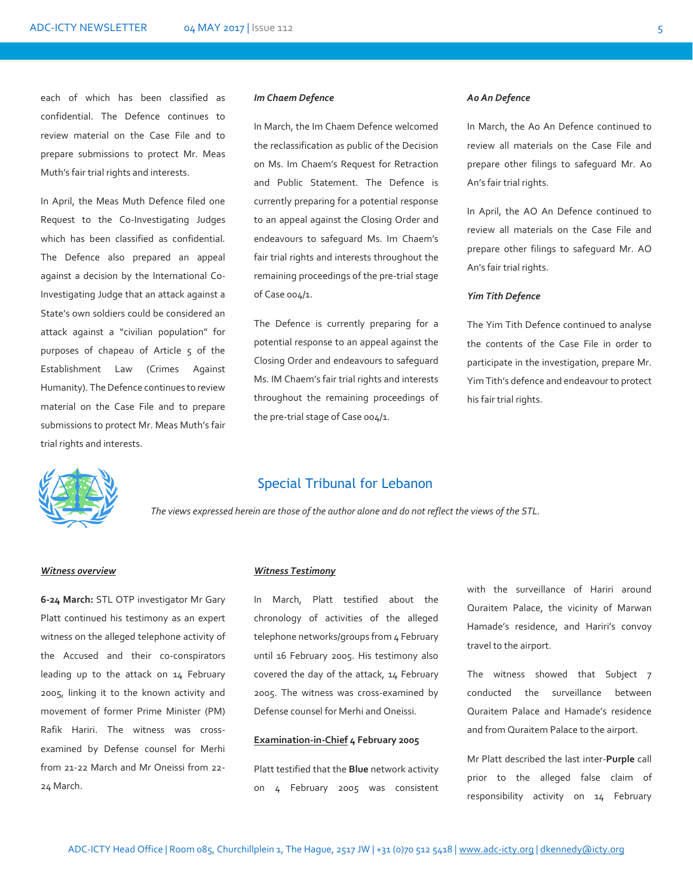each of which has been classified as confidential. The Defence continues to review material on the Case File and to prepare submissions to protect Mr. Meas Muth's fair trial rights and interests.

In April, the Meas Muth Defence filed one Request to the Co-Investigating Judges which has been classified as confidential. The Defence also prepared an appeal against a decision by the International Co-Investigating Judge that an attack against a State's own soldiers could be considered an attack against a "civilian population" for purposes of chapeau of Article 5 of the Establishment Law (Crimes Against Humanity). The Defence continues to review material on the Case File and to prepare submissions to protect Mr. Meas Muth's fair trial rights and interests.

***Im Chaem Defence***

In March, the Im Chaem Defence welcomed the reclassification as public of the Decision on Ms. Im Chaem's Request for Retraction and Public Statement. The Defence is currently preparing for a potential response to an appeal against the Closing Order and endeavours to safeguard Ms. Im Chaem's fair trial rights and interests throughout the remaining proceedings of the pre-trial stage of Case 004/1.

The Defence is currently preparing for a potential response to an appeal against the Closing Order and endeavours to safeguard Ms. IM Chaem's fair trial rights and interests throughout the remaining proceedings of the pre-trial stage of Case 004/1.

***Ao An Defence***

In March, the Ao An Defence continued to review all materials on the Case File and prepare other filings to safeguard Mr. Ao An's fair trial rights.

In April, the AO An Defence continued to review all materials on the Case File and prepare other filings to safeguard Mr. AO An's fair trial rights.

***Yim Tith Defence***

The Yim Tith Defence continued to analyse the contents of the Case File in order to participate in the investigation, prepare Mr. Yim Tith's defence and endeavour to protect his fair trial rights.

## Special Tribunal for Lebanon

*The views expressed herein are those of the author alone and do not reflect the views of the STL.*

***Witness overview***

**6-24 March:** STL OTP investigator Mr Gary Platt continued his testimony as an expert witness on the alleged telephone activity of the Accused and their co-conspirators leading up to the attack on 14 February 2005, linking it to the known activity and movement of former Prime Minister (PM) Rafik Hariri. The witness was cross-examined by Defense counsel for Merhi from 21-22 March and Mr Oneissi from 22-24 March.

***Witness Testimony***

In March, Platt testified about the chronology of activities of the alleged telephone networks/groups from 4 February until 16 February 2005. His testimony also covered the day of the attack, 14 February 2005. The witness was cross-examined by Defense counsel for Merhi and Oneissi.

**Examination-in-Chief 4 February 2005**

Platt testified that the **Blue** network activity on 4 February 2005 was consistent with the surveillance of Hariri around Quraitem Palace, the vicinity of Marwan Hamade's residence, and Hariri's convoy travel to the airport.

The witness showed that Subject 7 conducted the surveillance between Quraitem Palace and Hamade's residence and from Quraitem Palace to the airport.

Mr Platt described the last inter-**Purple** call prior to the alleged false claim of responsibility activity on 14 February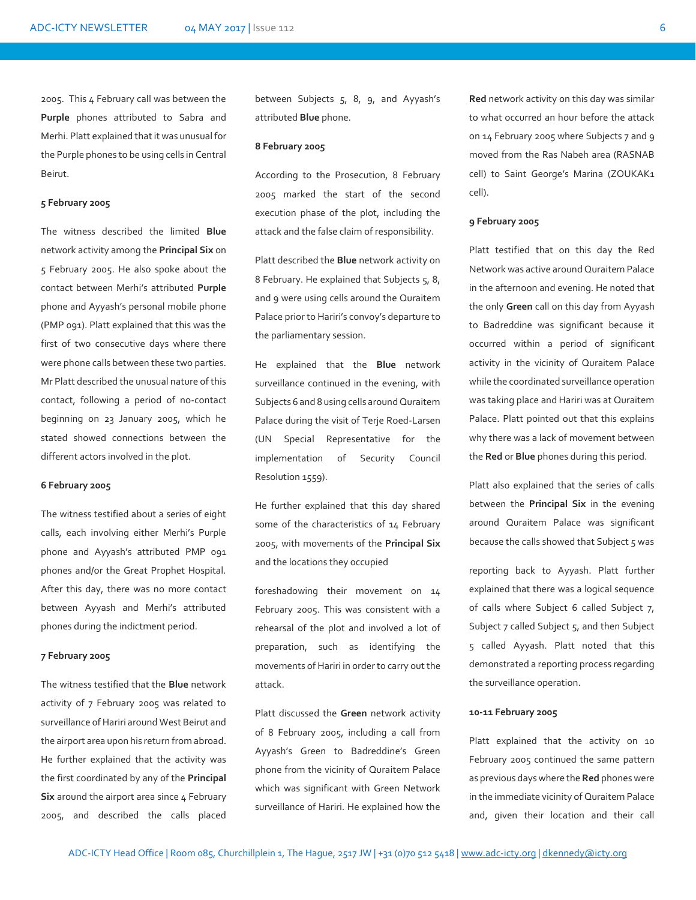2005. This 4 February call was between the **Purple** phones attributed to Sabra and Merhi. Platt explained that it was unusual for the Purple phones to be using cells in Central Beirut.

#### 5 February 2005

The witness described the limited **Blue** network activity among the **Principal Six** on 5 February 2005. He also spoke about the contact between Merhi's attributed **Purple** phone and Ayyash's personal mobile phone (PMP 091). Platt explained that this was the first of two consecutive days where there were phone calls between these two parties. Mr Platt described the unusual nature of this contact, following a period of no-contact beginning on 23 January 2005, which he stated showed connections between the different actors involved in the plot.

#### 6 February 2005

The witness testified about a series of eight calls, each involving either Merhi's Purple phone and Ayyash's attributed PMP 091 phones and/or the Great Prophet Hospital. After this day, there was no more contact between Ayyash and Merhi's attributed phones during the indictment period.

#### 7 February 2005

The witness testified that the **Blue** network activity of 7 February 2005 was related to surveillance of Hariri around West Beirut and the airport area upon his return from abroad. He further explained that the activity was the first coordinated by any of the **Principal Six** around the airport area since 4 February 2005, and described the calls placed between Subjects 5, 8, 9, and Ayyash's attributed **Blue** phone.

#### 8 February 2005

According to the Prosecution, 8 February 2005 marked the start of the second execution phase of the plot, including the attack and the false claim of responsibility.

Platt described the **Blue** network activity on 8 February. He explained that Subjects 5, 8, and 9 were using cells around the Quraitem Palace prior to Hariri's convoy's departure to the parliamentary session.

He explained that the **Blue** network surveillance continued in the evening, with Subjects 6 and 8 using cells around Quraitem Palace during the visit of Terje Roed-Larsen (UN Special Representative for the implementation of Security Council Resolution 1559).

He further explained that this day shared some of the characteristics of 14 February 2005, with movements of the **Principal Six** and the locations they occupied foreshadowing their movement on 14 February 2005. This was consistent with a rehearsal of the plot and involved a lot of preparation, such as identifying the movements of Hariri in order to carry out the attack.

Platt discussed the **Green** network activity of 8 February 2005, including a call from Ayyash's Green to Badreddine's Green phone from the vicinity of Quraitem Palace which was significant with Green Network surveillance of Hariri. He explained how the **Red** network activity on this day was similar to what occurred an hour before the attack on 14 February 2005 where Subjects 7 and 9 moved from the Ras Nabeh area (RASNAB cell) to Saint George's Marina (ZOUKAK1 cell).

#### 9 February 2005

Platt testified that on this day the Red Network was active around Quraitem Palace in the afternoon and evening. He noted that the only **Green** call on this day from Ayyash to Badreddine was significant because it occurred within a period of significant activity in the vicinity of Quraitem Palace while the coordinated surveillance operation was taking place and Hariri was at Quraitem Palace. Platt pointed out that this explains why there was a lack of movement between the **Red** or **Blue** phones during this period.

Platt also explained that the series of calls between the **Principal Six** in the evening around Quraitem Palace was significant because the calls showed that Subject 5 was reporting back to Ayyash. Platt further explained that there was a logical sequence of calls where Subject 6 called Subject 7, Subject 7 called Subject 5, and then Subject 5 called Ayyash. Platt noted that this demonstrated a reporting process regarding the surveillance operation.

#### 10-11 February 2005

Platt explained that the activity on 10 February 2005 continued the same pattern as previous days where the **Red** phones were in the immediate vicinity of Quraitem Palace and, given their location and their call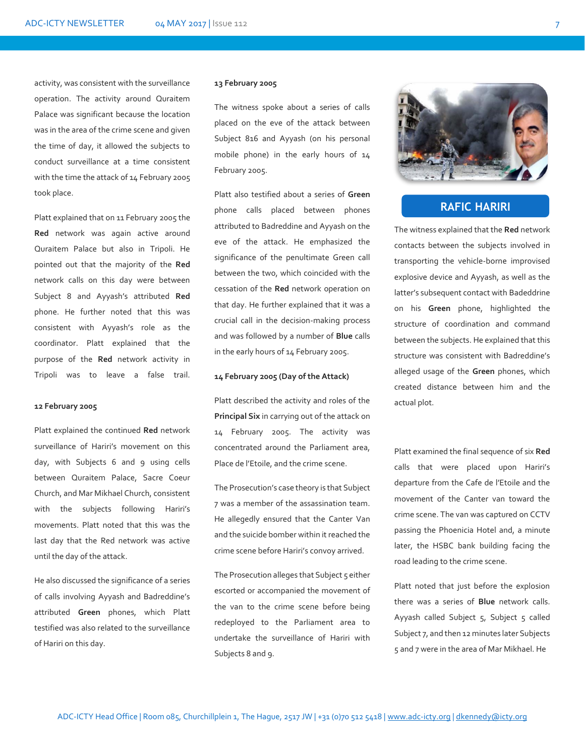activity, was consistent with the surveillance operation. The activity around Quraitem Palace was significant because the location was in the area of the crime scene and given the time of day, it allowed the subjects to conduct surveillance at a time consistent with the time the attack of 14 February 2005 took place.

Platt explained that on 11 February 2005 the **Red** network was again active around Quraitem Palace but also in Tripoli. He pointed out that the majority of the **Red** network calls on this day were between Subject 8 and Ayyash's attributed **Red** phone. He further noted that this was consistent with Ayyash's role as the coordinator. Platt explained that the purpose of the **Red** network activity in Tripoli was to leave a false trail.

**12 February 2005**

Platt explained the continued **Red** network surveillance of Hariri's movement on this day, with Subjects 6 and 9 using cells between Quraitem Palace, Sacre Coeur Church, and Mar Mikhael Church, consistent with the subjects following Hariri's movements. Platt noted that this was the last day that the Red network was active until the day of the attack.

He also discussed the significance of a series of calls involving Ayyash and Badreddine's attributed **Green** phones, which Platt testified was also related to the surveillance of Hariri on this day.

**13 February 2005**

The witness spoke about a series of calls placed on the eve of the attack between Subject 816 and Ayyash (on his personal mobile phone) in the early hours of 14 February 2005.

Platt also testified about a series of **Green** phone calls placed between phones attributed to Badreddine and Ayyash on the eve of the attack. He emphasized the significance of the penultimate Green call between the two, which coincided with the cessation of the **Red** network operation on that day. He further explained that it was a crucial call in the decision-making process and was followed by a number of **Blue** calls in the early hours of 14 February 2005.

**14 February 2005 (Day of the Attack)**

Platt described the activity and roles of the **Principal Six** in carrying out of the attack on 14 February 2005. The activity was concentrated around the Parliament area, Place de l'Etoile, and the crime scene.

The Prosecution's case theory is that Subject 7 was a member of the assassination team. He allegedly ensured that the Canter Van and the suicide bomber within it reached the crime scene before Hariri's convoy arrived.

The Prosecution alleges that Subject 5 either escorted or accompanied the movement of the van to the crime scene before being redeployed to the Parliament area to undertake the surveillance of Hariri with Subjects 8 and 9.

**RAFIC HARIRI**

The witness explained that the **Red** network contacts between the subjects involved in transporting the vehicle-borne improvised explosive device and Ayyash, as well as the latter's subsequent contact with Badeddrine on his **Green** phone, highlighted the structure of coordination and command between the subjects. He explained that this structure was consistent with Badreddine's alleged usage of the **Green** phones, which created distance between him and the actual plot.

Platt examined the final sequence of six **Red** calls that were placed upon Hariri's departure from the Cafe de l'Etoile and the movement of the Canter van toward the crime scene. The van was captured on CCTV passing the Phoenicia Hotel and, a minute later, the HSBC bank building facing the road leading to the crime scene.

Platt noted that just before the explosion there was a series of **Blue** network calls. Ayyash called Subject 5, Subject 5 called Subject 7, and then 12 minutes later Subjects 5 and 7 were in the area of Mar Mikhael. He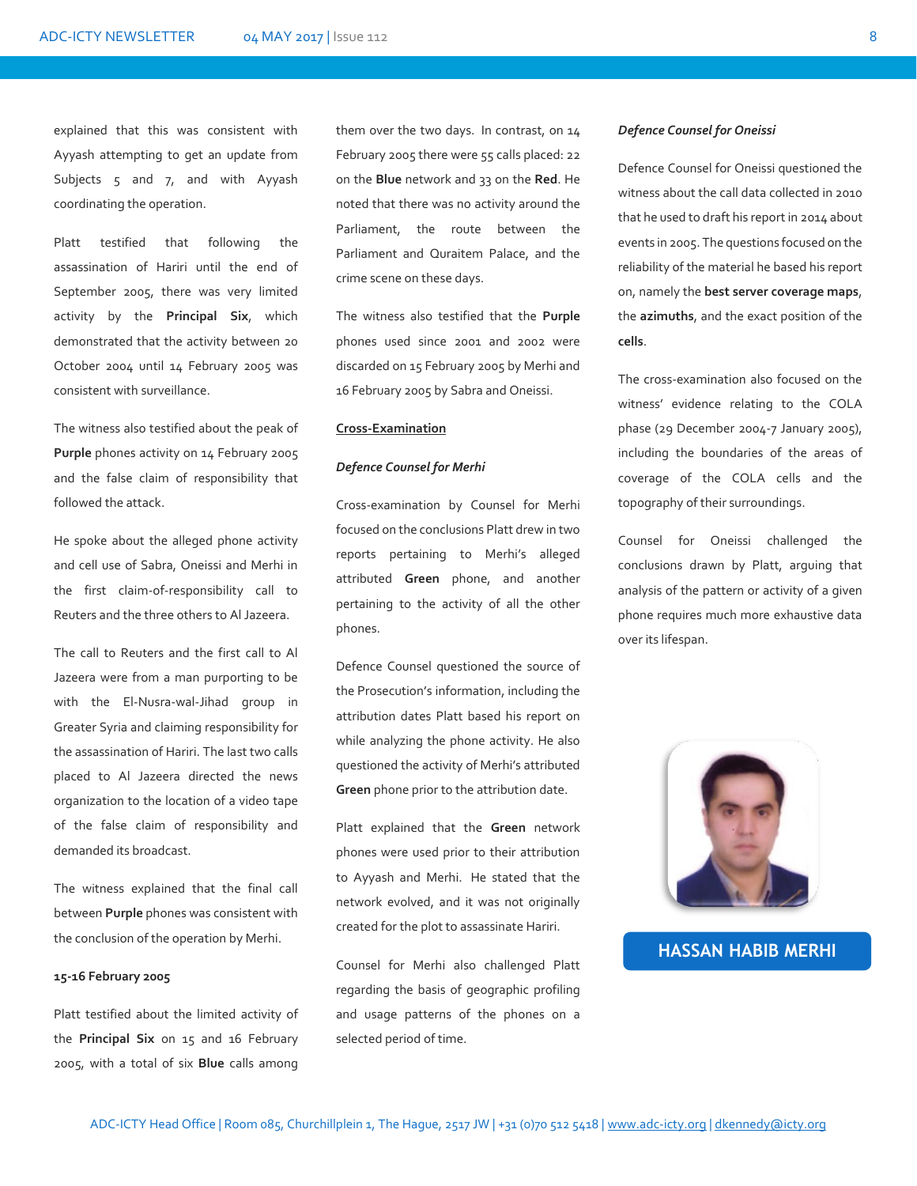explained that this was consistent with Ayyash attempting to get an update from Subjects 5 and 7, and with Ayyash coordinating the operation.

Platt testified that following the assassination of Hariri until the end of September 2005, there was very limited activity by the **Principal Six**, which demonstrated that the activity between 20 October 2004 until 14 February 2005 was consistent with surveillance.

The witness also testified about the peak of **Purple** phones activity on 14 February 2005 and the false claim of responsibility that followed the attack.

He spoke about the alleged phone activity and cell use of Sabra, Oneissi and Merhi in the first claim-of-responsibility call to Reuters and the three others to Al Jazeera.

The call to Reuters and the first call to Al Jazeera were from a man purporting to be with the El-Nusra-wal-Jihad group in Greater Syria and claiming responsibility for the assassination of Hariri. The last two calls placed to Al Jazeera directed the news organization to the location of a video tape of the false claim of responsibility and demanded its broadcast.

The witness explained that the final call between **Purple** phones was consistent with the conclusion of the operation by Merhi.

**15-16 February 2005**

Platt testified about the limited activity of the **Principal Six** on 15 and 16 February 2005, with a total of six **Blue** calls among them over the two days. In contrast, on 14 February 2005 there were 55 calls placed: 22 on the **Blue** network and 33 on the **Red**. He noted that there was no activity around the Parliament, the route between the Parliament and Quraitem Palace, and the crime scene on these days.

The witness also testified that the **Purple** phones used since 2001 and 2002 were discarded on 15 February 2005 by Merhi and 16 February 2005 by Sabra and Oneissi.

**Cross-Examination**

***Defence Counsel for Merhi***

Cross-examination by Counsel for Merhi focused on the conclusions Platt drew in two reports pertaining to Merhi's alleged attributed **Green** phone, and another pertaining to the activity of all the other phones.

Defence Counsel questioned the source of the Prosecution's information, including the attribution dates Platt based his report on while analyzing the phone activity. He also questioned the activity of Merhi's attributed **Green** phone prior to the attribution date.

Platt explained that the **Green** network phones were used prior to their attribution to Ayyash and Merhi. He stated that the network evolved, and it was not originally created for the plot to assassinate Hariri.

Counsel for Merhi also challenged Platt regarding the basis of geographic profiling and usage patterns of the phones on a selected period of time.

***Defence Counsel for Oneissi***

Defence Counsel for Oneissi questioned the witness about the call data collected in 2010 that he used to draft his report in 2014 about events in 2005. The questions focused on the reliability of the material he based his report on, namely the **best server coverage maps**, the **azimuths**, and the exact position of the **cells**.

The cross-examination also focused on the witness' evidence relating to the COLA phase (29 December 2004-7 January 2005), including the boundaries of the areas of coverage of the COLA cells and the topography of their surroundings.

Counsel for Oneissi challenged the conclusions drawn by Platt, arguing that analysis of the pattern or activity of a given phone requires much more exhaustive data over its lifespan.

HASSAN HABIB MERHI

ADC-ICTY Head Office | Room 085, Churchillplein 1, The Hague, 2517 JW | +31 (0)70 512 5418 | www.adc-icty.org | dkennedy@icty.org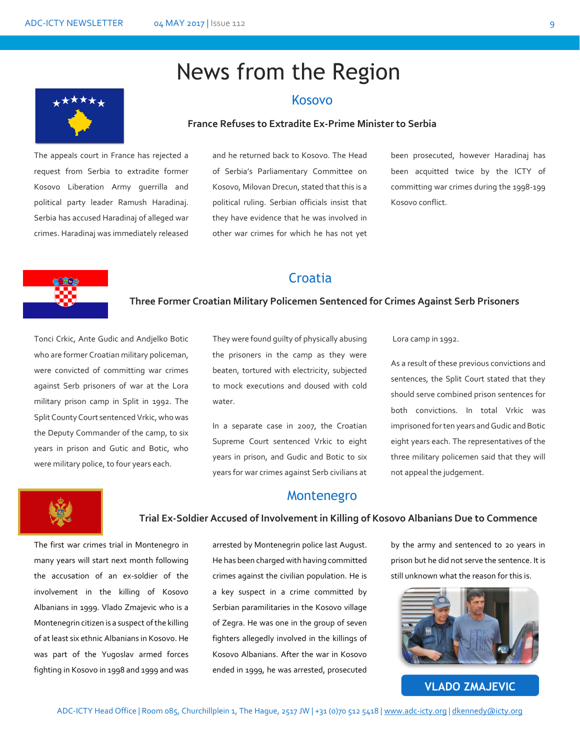# News from the Region

## Kosovo

### France Refuses to Extradite Ex-Prime Minister to Serbia

The appeals court in France has rejected a request from Serbia to extradite former Kosovo Liberation Army guerrilla and political party leader Ramush Haradinaj. Serbia has accused Haradinaj of alleged war crimes. Haradinaj was immediately released and he returned back to Kosovo. The Head of Serbia's Parliamentary Committee on Kosovo, Milovan Drecun, stated that this is a political ruling. Serbian officials insist that they have evidence that he was involved in other war crimes for which he has not yet been prosecuted, however Haradinaj has been acquitted twice by the ICTY of committing war crimes during the 1998-199 Kosovo conflict.

## Croatia

### Three Former Croatian Military Policemen Sentenced for Crimes Against Serb Prisoners

Tonci Crkic, Ante Gudic and Andjelko Botic who are former Croatian military policeman, were convicted of committing war crimes against Serb prisoners of war at the Lora military prison camp in Split in 1992. The Split County Court sentenced Vrkic, who was the Deputy Commander of the camp, to six years in prison and Gutic and Botic, who were military police, to four years each.

They were found guilty of physically abusing the prisoners in the camp as they were beaten, tortured with electricity, subjected to mock executions and doused with cold water.

In a separate case in 2007, the Croatian Supreme Court sentenced Vrkic to eight years in prison, and Gudic and Botic to six years for war crimes against Serb civilians at Lora camp in 1992.

As a result of these previous convictions and sentences, the Split Court stated that they should serve combined prison sentences for both convictions. In total Vrkic was imprisoned for ten years and Gudic and Botic eight years each. The representatives of the three military policemen said that they will not appeal the judgement.

## Montenegro

### Trial Ex-Soldier Accused of Involvement in Killing of Kosovo Albanians Due to Commence

The first war crimes trial in Montenegro in many years will start next month following the accusation of an ex-soldier of the involvement in the killing of Kosovo Albanians in 1999. Vlado Zmajevic who is a Montenegrin citizen is a suspect of the killing of at least six ethnic Albanians in Kosovo. He was part of the Yugoslav armed forces fighting in Kosovo in 1998 and 1999 and was arrested by Montenegrin police last August. He has been charged with having committed crimes against the civilian population. He is a key suspect in a crime committed by Serbian paramilitaries in the Kosovo village of Zegra. He was one in the group of seven fighters allegedly involved in the killings of Kosovo Albanians. After the war in Kosovo ended in 1999, he was arrested, prosecuted by the army and sentenced to 20 years in prison but he did not serve the sentence. It is still unknown what the reason for this is.

VLADO ZMAJEVIC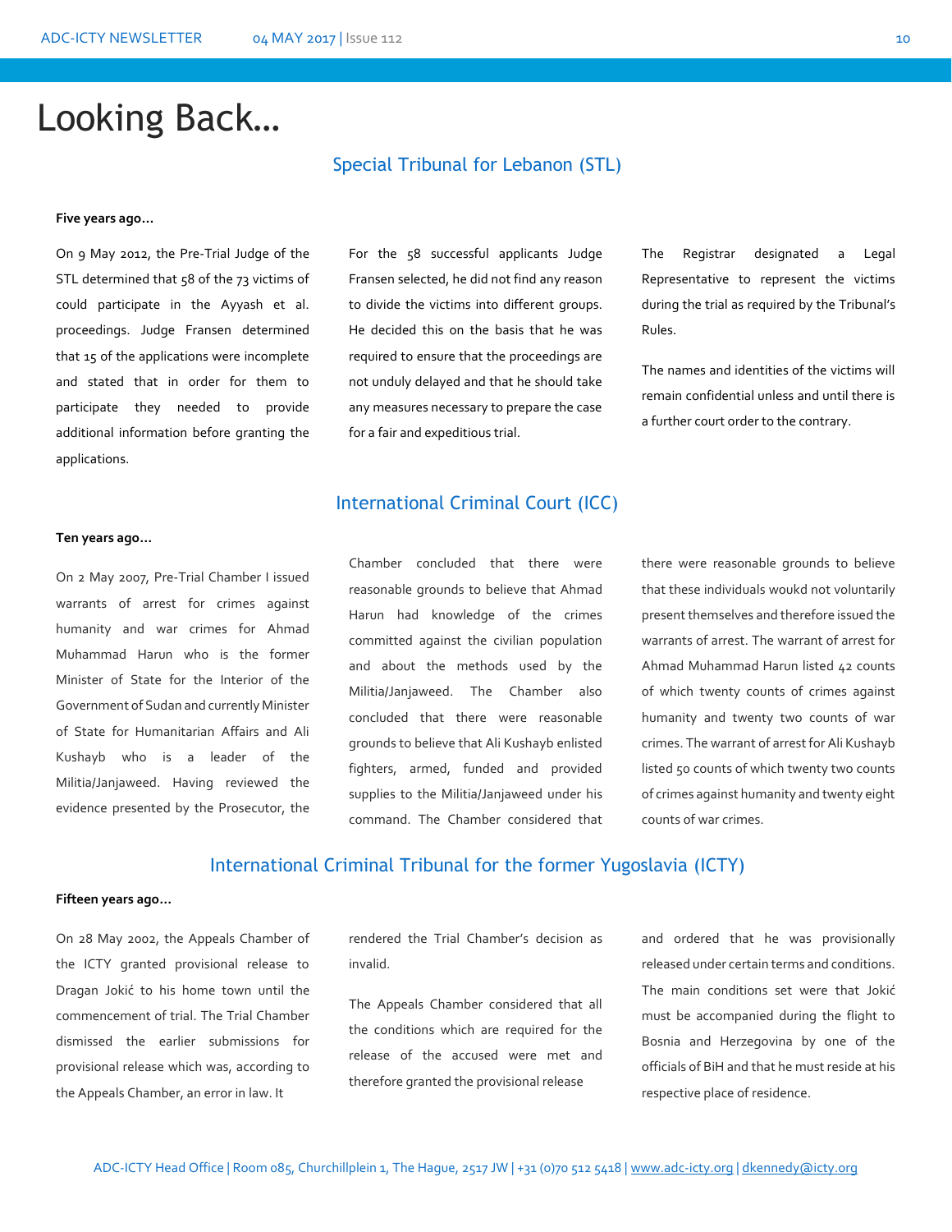# Looking Back…

## Special Tribunal for Lebanon (STL)

**Five years ago…**

On 9 May 2012, the Pre-Trial Judge of the STL determined that 58 of the 73 victims of could participate in the Ayyash et al. proceedings. Judge Fransen determined that 15 of the applications were incomplete and stated that in order for them to participate they needed to provide additional information before granting the applications.

For the 58 successful applicants Judge Fransen selected, he did not find any reason to divide the victims into different groups. He decided this on the basis that he was required to ensure that the proceedings are not unduly delayed and that he should take any measures necessary to prepare the case for a fair and expeditious trial.

The Registrar designated a Legal Representative to represent the victims during the trial as required by the Tribunal's Rules.

The names and identities of the victims will remain confidential unless and until there is a further court order to the contrary.

## International Criminal Court (ICC)

**Ten years ago…**

On 2 May 2007, Pre-Trial Chamber I issued warrants of arrest for crimes against humanity and war crimes for Ahmad Muhammad Harun who is the former Minister of State for the Interior of the Government of Sudan and currently Minister of State for Humanitarian Affairs and Ali Kushayb who is a leader of the Militia/Janjaweed. Having reviewed the evidence presented by the Prosecutor, the Chamber concluded that there were reasonable grounds to believe that Ahmad Harun had knowledge of the crimes committed against the civilian population and about the methods used by the Militia/Janjaweed. The Chamber also concluded that there were reasonable grounds to believe that Ali Kushayb enlisted fighters, armed, funded and provided supplies to the Militia/Janjaweed under his command. The Chamber considered that there were reasonable grounds to believe that these individuals woukd not voluntarily present themselves and therefore issued the warrants of arrest. The warrant of arrest for Ahmad Muhammad Harun listed 42 counts of which twenty counts of crimes against humanity and twenty two counts of war crimes. The warrant of arrest for Ali Kushayb listed 50 counts of which twenty two counts of crimes against humanity and twenty eight counts of war crimes.

## International Criminal Tribunal for the former Yugoslavia (ICTY)

**Fifteen years ago…**

On 28 May 2002, the Appeals Chamber of the ICTY granted provisional release to Dragan Jokić to his home town until the commencement of trial. The Trial Chamber dismissed the earlier submissions for provisional release which was, according to the Appeals Chamber, an error in law. It rendered the Trial Chamber's decision as invalid.

The Appeals Chamber considered that all the conditions which are required for the release of the accused were met and therefore granted the provisional release and ordered that he was provisionally released under certain terms and conditions. The main conditions set were that Jokić must be accompanied during the flight to Bosnia and Herzegovina by one of the officials of BiH and that he must reside at his respective place of residence.

ADC-ICTY Head Office | Room 085, Churchillplein 1, The Hague, 2517 JW | +31 (0)70 512 5418 | www.adc-icty.org | dkennedy@icty.org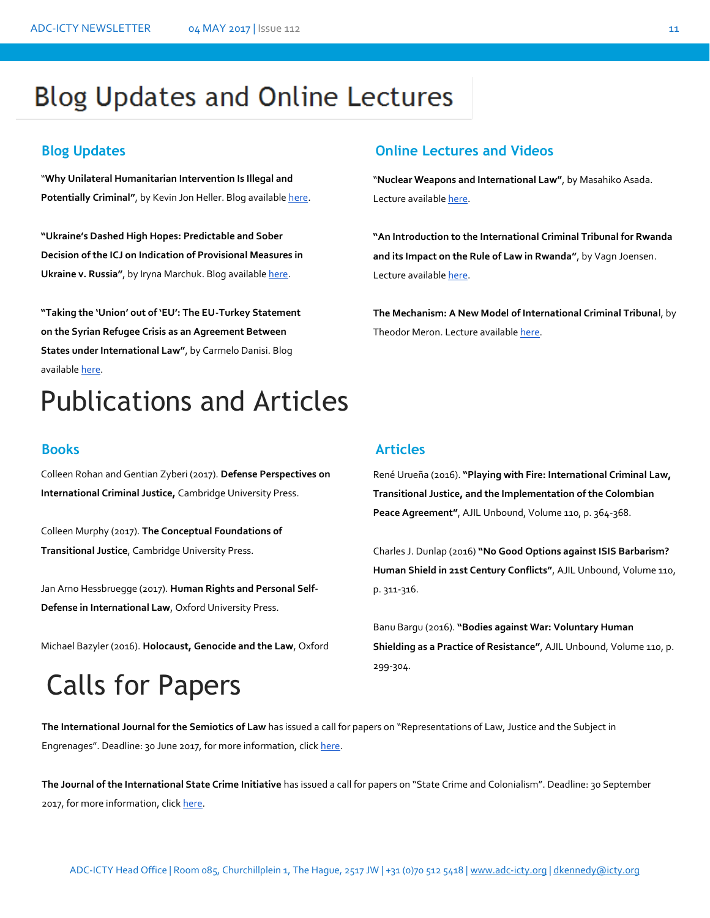# Blog Updates and Online Lectures

## Blog Updates

"**Why Unilateral Humanitarian Intervention Is Illegal and Potentially Criminal"**, by Kevin Jon Heller. Blog available here.

**"Ukraine's Dashed High Hopes: Predictable and Sober Decision of the ICJ on Indication of Provisional Measures in Ukraine v. Russia"**, by Iryna Marchuk. Blog available here.

**"Taking the 'Union' out of 'EU': The EU-Turkey Statement on the Syrian Refugee Crisis as an Agreement Between States under International Law"**, by Carmelo Danisi. Blog available here.

## Online Lectures and Videos

"**Nuclear Weapons and International Law"**, by Masahiko Asada. Lecture available here.

**"An Introduction to the International Criminal Tribunal for Rwanda and its Impact on the Rule of Law in Rwanda"**, by Vagn Joensen. Lecture available here.

**The Mechanism: A New Model of International Criminal Tribuna**l, by Theodor Meron. Lecture available here.

# Publications and Articles

## Books

Colleen Rohan and Gentian Zyberi (2017). **Defense Perspectives on International Criminal Justice,** Cambridge University Press.

Colleen Murphy (2017). **The Conceptual Foundations of Transitional Justice**, Cambridge University Press.

Jan Arno Hessbruegge (2017). **Human Rights and Personal Self-Defense in International Law**, Oxford University Press.

Michael Bazyler (2016). **Holocaust, Genocide and the Law**, Oxford

## Articles

René Urueña (2016). **"Playing with Fire: International Criminal Law, Transitional Justice, and the Implementation of the Colombian Peace Agreement"**, AJIL Unbound, Volume 110, p. 364-368.

Charles J. Dunlap (2016) **"No Good Options against ISIS Barbarism? Human Shield in 21st Century Conflicts"**, AJIL Unbound, Volume 110, p. 311-316.

Banu Bargu (2016). **"Bodies against War: Voluntary Human Shielding as a Practice of Resistance"**, AJIL Unbound, Volume 110, p. 299-304.

# Calls for Papers

**The International Journal for the Semiotics of Law** has issued a call for papers on "Representations of Law, Justice and the Subject in Engrenages". Deadline: 30 June 2017, for more information, click here.

**The Journal of the International State Crime Initiative** has issued a call for papers on "State Crime and Colonialism". Deadline: 30 September 2017, for more information, click here.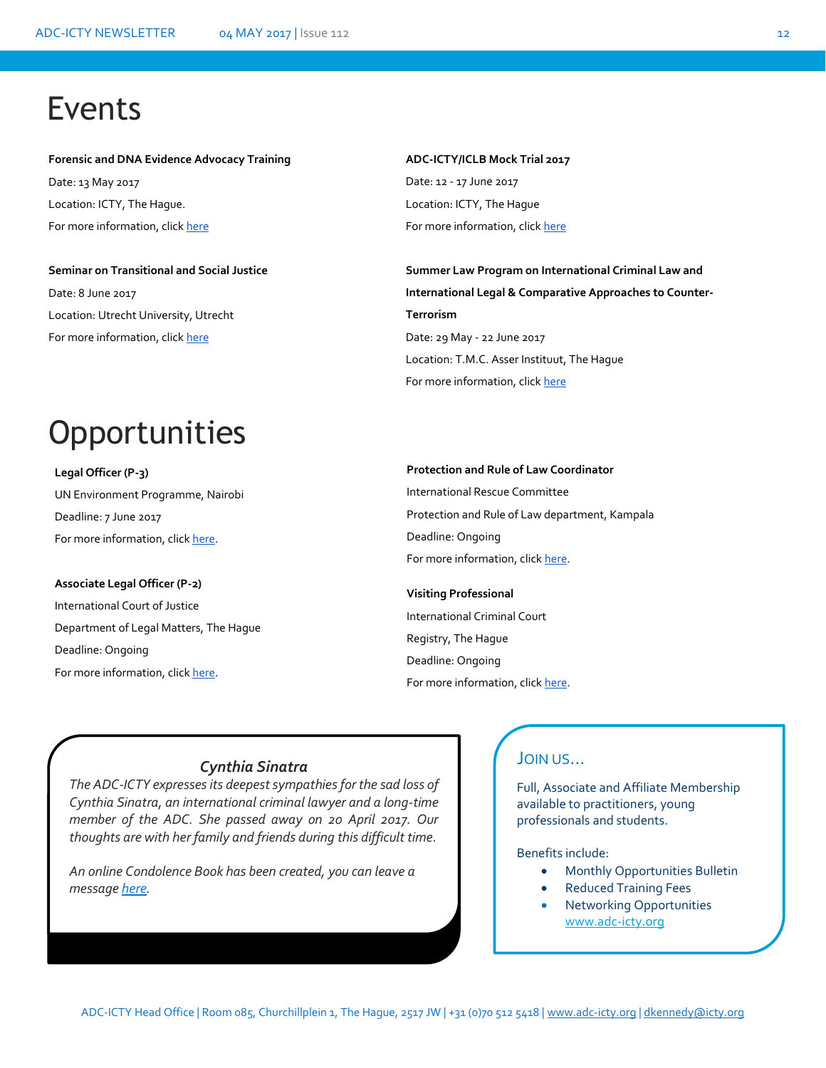# Events

**Forensic and DNA Evidence Advocacy Training**

Date: 13 May 2017

Location: ICTY, The Hague.

For more information, click here

**Seminar on Transitional and Social Justice**

Date: 8 June 2017

Location: Utrecht University, Utrecht

For more information, click here

**ADC-ICTY/ICLB Mock Trial 2017**

Date: 12 - 17 June 2017

Location: ICTY, The Hague

For more information, click here

**Summer Law Program on International Criminal Law and International Legal & Comparative Approaches to Counter-Terrorism**

Date: 29 May - 22 June 2017

Location: T.M.C. Asser Instituut, The Hague

For more information, click here

# Opportunities

**Legal Officer (P-3)**

UN Environment Programme, Nairobi

Deadline: 7 June 2017

For more information, click here.

**Associate Legal Officer (P-2)**

International Court of Justice

Department of Legal Matters, The Hague

Deadline: Ongoing

For more information, click here.

**Protection and Rule of Law Coordinator**

International Rescue Committee

Protection and Rule of Law department, Kampala

Deadline: Ongoing

For more information, click here.

**Visiting Professional**

International Criminal Court

Registry, The Hague

Deadline: Ongoing

For more information, click here.

### *Cynthia Sinatra*

*The ADC-ICTY expresses its deepest sympathies for the sad loss of Cynthia Sinatra, an international criminal lawyer and a long-time member of the ADC. She passed away on 20 April 2017. Our thoughts are with her family and friends during this difficult time.*

*An online Condolence Book has been created, you can leave a message here.*

### JOIN US…

Full, Associate and Affiliate Membership available to practitioners, young professionals and students.

Benefits include:

- Monthly Opportunities Bulletin
- Reduced Training Fees
- Networking Opportunities

www.adc-icty.org

ADC-ICTY Head Office | Room 085, Churchillplein 1, The Hague, 2517 JW | +31 (0)70 512 5418 | www.adc-icty.org | dkennedy@icty.org